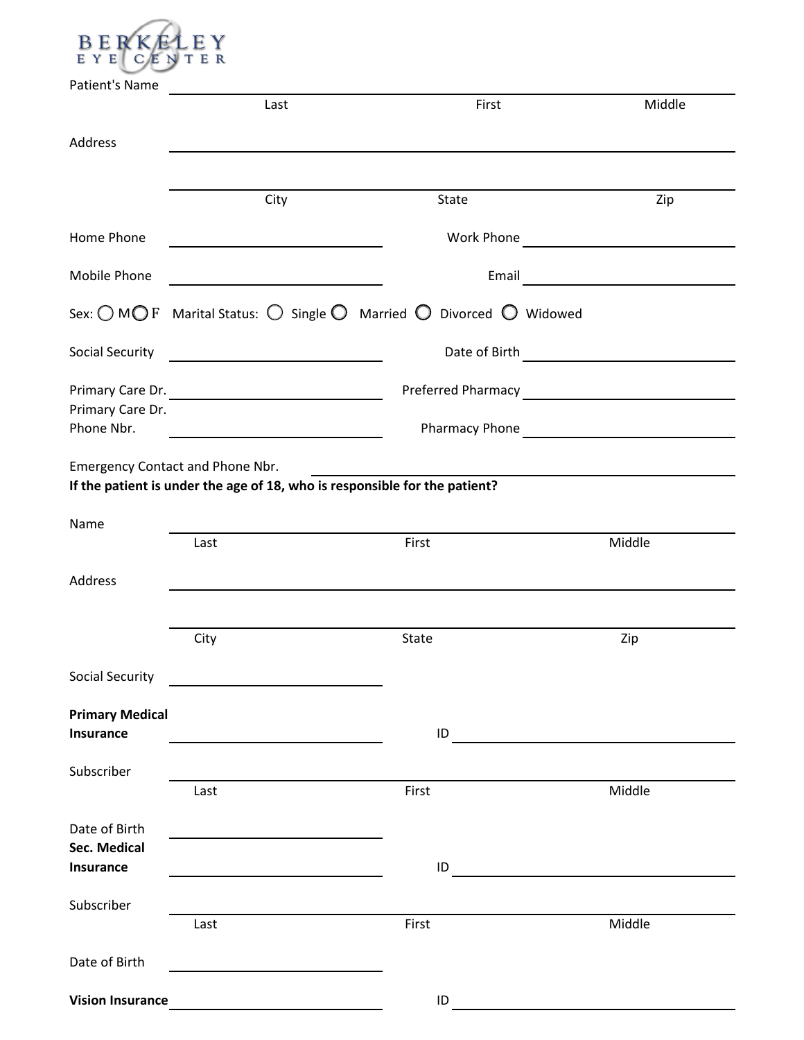# BERKELEY EYE CENTER

Patient's Name ______________________________________________
Last First Middle

Address ______________________________________________

______________________________________________
City State Zip

Home Phone ____________________ Work Phone ____________________

Mobile Phone ____________________ Email ____________________

Sex: ◯ M ◯ F Marital Status: ◯ Single ◯ Married ◯ Divorced ◯ Widowed

Social Security ____________________ Date of Birth ____________________

Primary Care Dr. ____________________ Preferred Pharmacy ____________________

Primary Care Dr. Phone Nbr. ____________________ Pharmacy Phone ____________________

Emergency Contact and Phone Nbr. ______________________________

**If the patient is under the age of 18, who is responsible for the patient?**

Name ______________________________________________
Last First Middle

Address ______________________________________________

______________________________________________
City State Zip

Social Security ____________________

**Primary Medical Insurance** ____________________ ID ____________________

Subscriber ______________________________________________
Last First Middle

Date of Birth ____________________

**Sec. Medical Insurance** ____________________ ID ____________________

Subscriber ______________________________________________
Last First Middle

Date of Birth ____________________

**Vision Insurance** ____________________ ID ____________________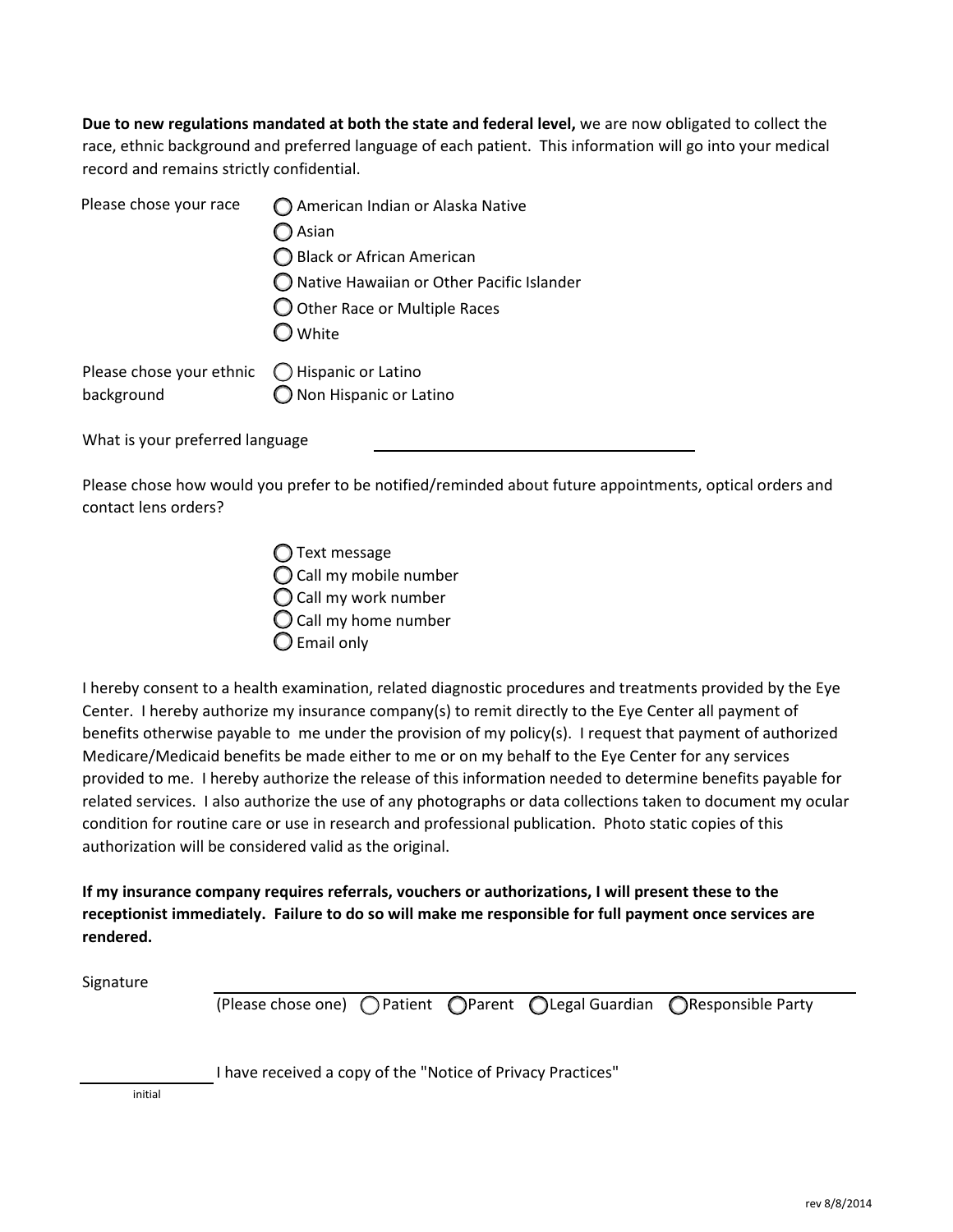**Due to new regulations mandated at both the state and federal level,** we are now obligated to collect the race, ethnic background and preferred language of each patient. This information will go into your medical record and remains strictly confidential.

Please chose your race

- ◯ American Indian or Alaska Native
- ◯ Asian
- ◯ Black or African American
- ◯ Native Hawaiian or Other Pacific Islander
- ◯ Other Race or Multiple Races
- ◯ White

Please chose your ethnic background

- ◯ Hispanic or Latino
- ◯ Non Hispanic or Latino

What is your preferred language \_\_\_\_\_\_\_\_\_\_\_\_\_\_\_\_\_\_\_\_\_\_\_\_\_\_\_\_\_\_

Please chose how would you prefer to be notified/reminded about future appointments, optical orders and contact lens orders?

- ◯ Text message
- ◯ Call my mobile number
- ◯ Call my work number
- ◯ Call my home number
- ◯ Email only

I hereby consent to a health examination, related diagnostic procedures and treatments provided by the Eye Center. I hereby authorize my insurance company(s) to remit directly to the Eye Center all payment of benefits otherwise payable to me under the provision of my policy(s). I request that payment of authorized Medicare/Medicaid benefits be made either to me or on my behalf to the Eye Center for any services provided to me. I hereby authorize the release of this information needed to determine benefits payable for related services. I also authorize the use of any photographs or data collections taken to document my ocular condition for routine care or use in research and professional publication. Photo static copies of this authorization will be considered valid as the original.

**If my insurance company requires referrals, vouchers or authorizations, I will present these to the receptionist immediately. Failure to do so will make me responsible for full payment once services are rendered.**

Signature \_\_\_\_\_\_\_\_\_\_\_\_\_\_\_\_\_\_\_\_\_\_\_\_\_\_\_\_\_\_\_\_\_\_\_\_\_\_\_\_\_\_\_\_\_\_\_\_

(Please chose one) ◯ Patient ◯ Parent ◯ Legal Guardian ◯ Responsible Party

\_\_\_\_\_\_\_\_\_\_\_\_ I have received a copy of the "Notice of Privacy Practices"

initial

rev 8/8/2014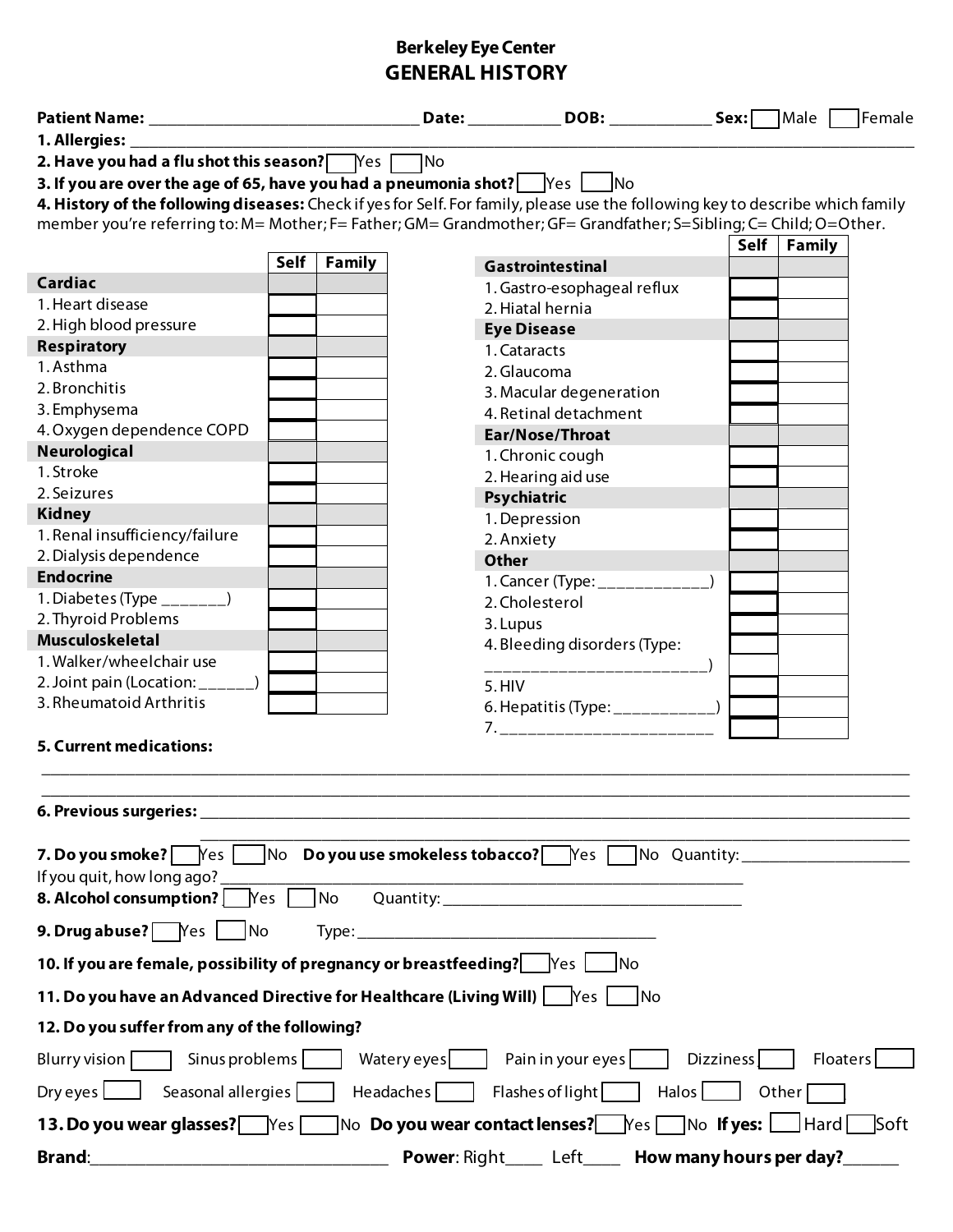**Berkeley Eye Center**

# GENERAL HISTORY

**Patient Name:** ________________________________ **Date:** ___________ **DOB:** ____________ **Sex:** ☐ Male ☐ Female

**1. Allergies:** ________________________________________________________________________________________

**2. Have you had a flu shot this season?** ☐ Yes ☐ No

**3. If you are over the age of 65, have you had a pneumonia shot?** ☐ Yes ☐ No

**4. History of the following diseases:** Check if yes for Self. For family, please use the following key to describe which family member you're referring to: M= Mother; F= Father; GM= Grandmother; GF= Grandfather; S=Sibling; C= Child; O=Other.

| | Self | Family |
|---|---|---|
| **Cardiac** | | |
| 1. Heart disease | | |
| 2. High blood pressure | | |
| **Respiratory** | | |
| 1. Asthma | | |
| 2. Bronchitis | | |
| 3. Emphysema | | |
| 4. Oxygen dependence COPD | | |
| **Neurological** | | |
| 1. Stroke | | |
| 2. Seizures | | |
| **Kidney** | | |
| 1. Renal insufficiency/failure | | |
| 2. Dialysis dependence | | |
| **Endocrine** | | |
| 1. Diabetes (Type ________) | | |
| 2. Thyroid Problems | | |
| **Musculoskeletal** | | |
| 1. Walker/wheelchair use | | |
| 2. Joint pain (Location: _______) | | |
| 3. Rheumatoid Arthritis | | |

| | Self | Family |
|---|---|---|
| **Gastrointestinal** | | |
| 1. Gastro-esophageal reflux | | |
| 2. Hiatal hernia | | |
| **Eye Disease** | | |
| 1. Cataracts | | |
| 2. Glaucoma | | |
| 3. Macular degeneration | | |
| 4. Retinal detachment | | |
| **Ear/Nose/Throat** | | |
| 1. Chronic cough | | |
| 2. Hearing aid use | | |
| **Psychiatric** | | |
| 1. Depression | | |
| 2. Anxiety | | |
| **Other** | | |
| 1. Cancer (Type: _____________) | | |
| 2. Cholesterol | | |
| 3. Lupus | | |
| 4. Bleeding disorders (Type: __________________________) | | |
| 5. HIV | | |
| 6. Hepatitis (Type: ____________) | | |
| 7. __________________________ | | |

**5. Current medications:**
________________________________________________________________________________________________
________________________________________________________________________________________________

**6. Previous surgeries:** ______________________________________________________________________________
________________________________________________________________________________________________

**7. Do you smoke?** ☐ Yes ☐ No **Do you use smokeless tobacco?** ☐ Yes ☐ No Quantity: ____________________
If you quit, how long ago? ____________________________________________________________________

**8. Alcohol consumption?** ☐ Yes ☐ No Quantity: ____________________________________

**9. Drug abuse?** ☐ Yes ☐ No Type: ____________________________________

**10. If you are female, possibility of pregnancy or breastfeeding?** ☐ Yes ☐ No

**11. Do you have an Advanced Directive for Healthcare (Living Will)** ☐ Yes ☐ No

**12. Do you suffer from any of the following?**

Blurry vision ☐ Sinus problems ☐ Watery eyes ☐ Pain in your eyes ☐ Dizziness ☐ Floaters ☐

Dry eyes ☐ Seasonal allergies ☐ Headaches ☐ Flashes of light ☐ Halos ☐ Other ☐

**13. Do you wear glasses?** ☐ Yes ☐ No **Do you wear contact lenses?** ☐ Yes ☐ No **If yes:** ☐ Hard ☐ Soft

**Brand**:__________________________________ **Power**: Right____ Left____ **How many hours per day?**______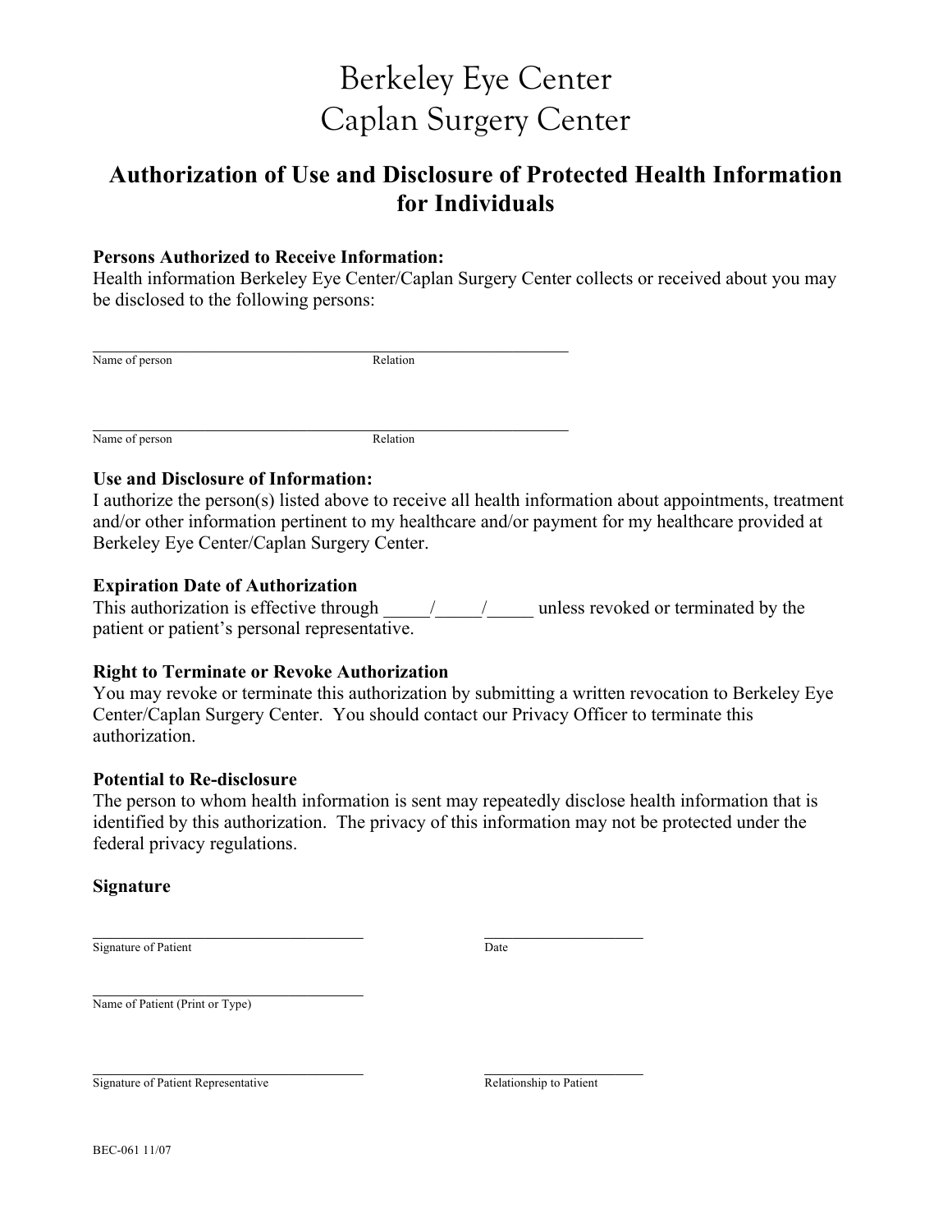# Berkeley Eye Center
# Caplan Surgery Center

## Authorization of Use and Disclosure of Protected Health Information for Individuals

**Persons Authorized to Receive Information:**
Health information Berkeley Eye Center/Caplan Surgery Center collects or received about you may be disclosed to the following persons:

_______________________________________________________________
Name of person                                        Relation

_______________________________________________________________
Name of person                                        Relation

**Use and Disclosure of Information:**
I authorize the person(s) listed above to receive all health information about appointments, treatment and/or other information pertinent to my healthcare and/or payment for my healthcare provided at Berkeley Eye Center/Caplan Surgery Center.

**Expiration Date of Authorization**
This authorization is effective through _____/_____/_____ unless revoked or terminated by the patient or patient's personal representative.

**Right to Terminate or Revoke Authorization**
You may revoke or terminate this authorization by submitting a written revocation to Berkeley Eye Center/Caplan Surgery Center. You should contact our Privacy Officer to terminate this authorization.

**Potential to Re-disclosure**
The person to whom health information is sent may repeatedly disclose health information that is identified by this authorization. The privacy of this information may not be protected under the federal privacy regulations.

**Signature**

____________________________________          ______________________
Signature of Patient                                         Date

____________________________________
Name of Patient (Print or Type)

____________________________________          ______________________
Signature of Patient Representative                  Relationship to Patient

BEC-061 11/07